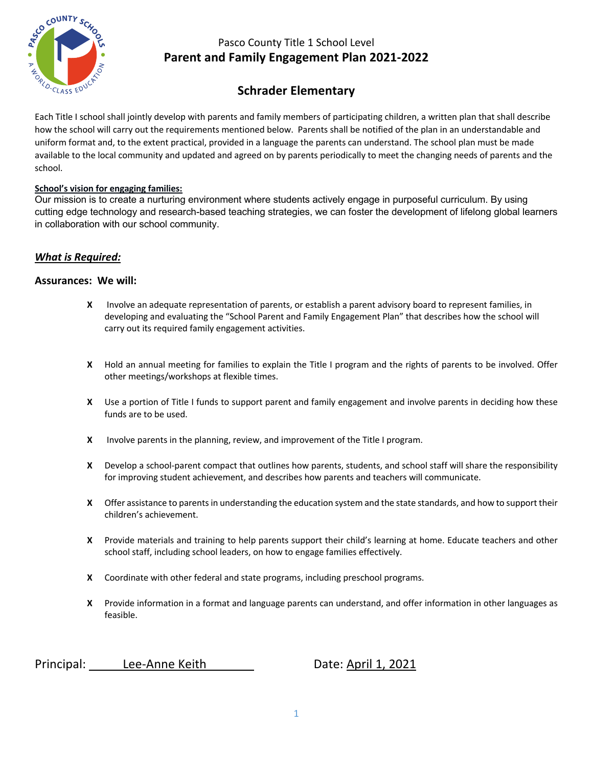Pasco County Title 1 School Level

# Parent and Family Engagement Plan 2021-2022

## Schrader Elementary

Each Title I school shall jointly develop with parents and family members of participating children, a written plan that shall describe how the school will carry out the requirements mentioned below. Parents shall be notified of the plan in an understandable and uniform format and, to the extent practical, provided in a language the parents can understand. The school plan must be made available to the local community and updated and agreed on by parents periodically to meet the changing needs of parents and the school.

**School's vision for engaging families:**

Our mission is to create a nurturing environment where students actively engage in purposeful curriculum. By using cutting edge technology and research-based teaching strategies, we can foster the development of lifelong global learners in collaboration with our school community.

***What is Required:***

**Assurances: We will:**

- **X** Involve an adequate representation of parents, or establish a parent advisory board to represent families, in developing and evaluating the "School Parent and Family Engagement Plan" that describes how the school will carry out its required family engagement activities.
- **X** Hold an annual meeting for families to explain the Title I program and the rights of parents to be involved. Offer other meetings/workshops at flexible times.
- **X** Use a portion of Title I funds to support parent and family engagement and involve parents in deciding how these funds are to be used.
- **X** Involve parents in the planning, review, and improvement of the Title I program.
- **X** Develop a school-parent compact that outlines how parents, students, and school staff will share the responsibility for improving student achievement, and describes how parents and teachers will communicate.
- **X** Offer assistance to parents in understanding the education system and the state standards, and how to support their children's achievement.
- **X** Provide materials and training to help parents support their child's learning at home. Educate teachers and other school staff, including school leaders, on how to engage families effectively.
- **X** Coordinate with other federal and state programs, including preschool programs.
- **X** Provide information in a format and language parents can understand, and offer information in other languages as feasible.

Principal: Lee-Anne Keith Date: April 1, 2021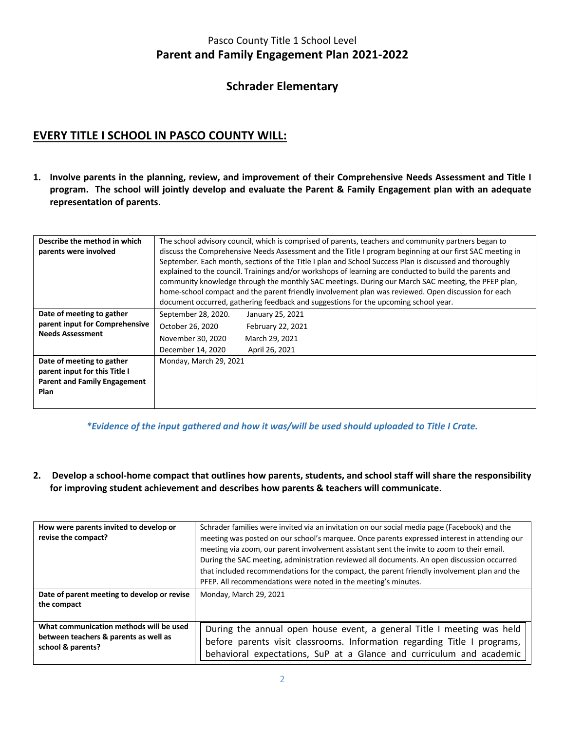Pasco County Title 1 School Level

# Parent and Family Engagement Plan 2021-2022

## Schrader Elementary

## EVERY TITLE I SCHOOL IN PASCO COUNTY WILL:

**1. Involve parents in the planning, review, and improvement of their Comprehensive Needs Assessment and Title I program. The school will jointly develop and evaluate the Parent & Family Engagement plan with an adequate representation of parents**.

| | |
|---|---|
| **Describe the method in which parents were involved** | The school advisory council, which is comprised of parents, teachers and community partners began to discuss the Comprehensive Needs Assessment and the Title I program beginning at our first SAC meeting in September. Each month, sections of the Title I plan and School Success Plan is discussed and thoroughly explained to the council. Trainings and/or workshops of learning are conducted to build the parents and community knowledge through the monthly SAC meetings. During our March SAC meeting, the PFEP plan, home-school compact and the parent friendly involvement plan was reviewed. Open discussion for each document occurred, gathering feedback and suggestions for the upcoming school year. |
| **Date of meeting to gather parent input for Comprehensive Needs Assessment** | September 28, 2020. January 25, 2021<br>October 26, 2020 February 22, 2021<br>November 30, 2020 March 29, 2021<br>December 14, 2020 April 26, 2021 |
| **Date of meeting to gather parent input for this Title I Parent and Family Engagement Plan** | Monday, March 29, 2021 |

*\*Evidence of the input gathered and how it was/will be used should uploaded to Title I Crate.*

**2. Develop a school-home compact that outlines how parents, students, and school staff will share the responsibility for improving student achievement and describes how parents & teachers will communicate**.

| | |
|---|---|
| **How were parents invited to develop or revise the compact?** | Schrader families were invited via an invitation on our social media page (Facebook) and the meeting was posted on our school's marquee. Once parents expressed interest in attending our meeting via zoom, our parent involvement assistant sent the invite to zoom to their email. During the SAC meeting, administration reviewed all documents. An open discussion occurred that included recommendations for the compact, the parent friendly involvement plan and the PFEP. All recommendations were noted in the meeting's minutes. |
| **Date of parent meeting to develop or revise the compact** | Monday, March 29, 2021 |
| **What communication methods will be used between teachers & parents as well as school & parents?** | During the annual open house event, a general Title I meeting was held before parents visit classrooms. Information regarding Title I programs, behavioral expectations, SuP at a Glance and curriculum and academic |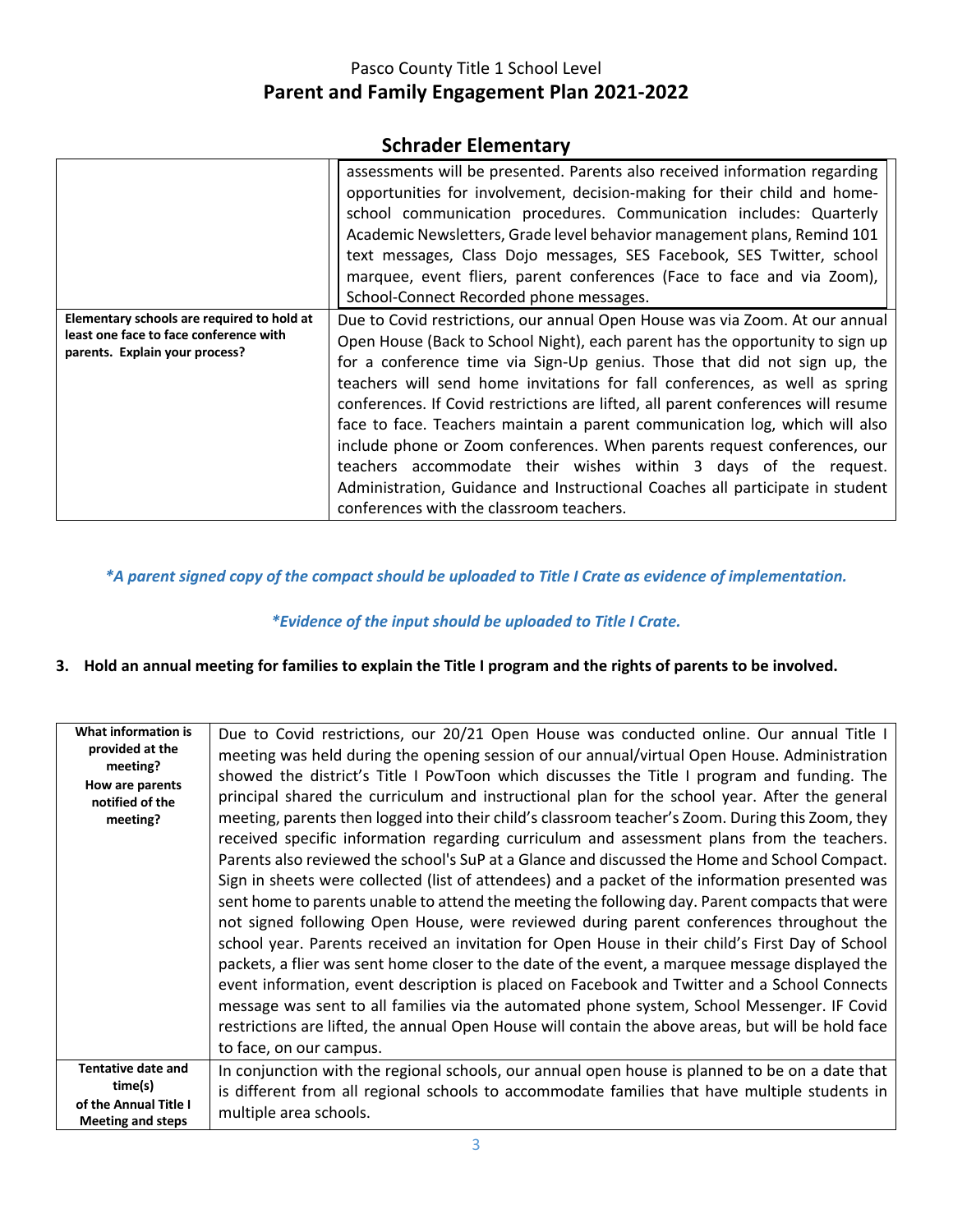Pasco County Title 1 School Level

**Parent and Family Engagement Plan 2021-2022**

## Schrader Elementary

| | |
|---|---|
| | assessments will be presented. Parents also received information regarding opportunities for involvement, decision-making for their child and home-school communication procedures. Communication includes: Quarterly Academic Newsletters, Grade level behavior management plans, Remind 101 text messages, Class Dojo messages, SES Facebook, SES Twitter, school marquee, event fliers, parent conferences (Face to face and via Zoom), School-Connect Recorded phone messages. |
| **Elementary schools are required to hold at least one face to face conference with parents. Explain your process?** | Due to Covid restrictions, our annual Open House was via Zoom. At our annual Open House (Back to School Night), each parent has the opportunity to sign up for a conference time via Sign-Up genius. Those that did not sign up, the teachers will send home invitations for fall conferences, as well as spring conferences. If Covid restrictions are lifted, all parent conferences will resume face to face. Teachers maintain a parent communication log, which will also include phone or Zoom conferences. When parents request conferences, our teachers accommodate their wishes within 3 days of the request. Administration, Guidance and Instructional Coaches all participate in student conferences with the classroom teachers. |

*\*A parent signed copy of the compact should be uploaded to Title I Crate as evidence of implementation.*

*\*Evidence of the input should be uploaded to Title I Crate.*

**3. Hold an annual meeting for families to explain the Title I program and the rights of parents to be involved.**

| | |
|---|---|
| **What information is provided at the meeting? How are parents notified of the meeting?** | Due to Covid restrictions, our 20/21 Open House was conducted online. Our annual Title I meeting was held during the opening session of our annual/virtual Open House. Administration showed the district's Title I PowToon which discusses the Title I program and funding. The principal shared the curriculum and instructional plan for the school year. After the general meeting, parents then logged into their child's classroom teacher's Zoom. During this Zoom, they received specific information regarding curriculum and assessment plans from the teachers. Parents also reviewed the school's SuP at a Glance and discussed the Home and School Compact. Sign in sheets were collected (list of attendees) and a packet of the information presented was sent home to parents unable to attend the meeting the following day. Parent compacts that were not signed following Open House, were reviewed during parent conferences throughout the school year. Parents received an invitation for Open House in their child's First Day of School packets, a flier was sent home closer to the date of the event, a marquee message displayed the event information, event description is placed on Facebook and Twitter and a School Connects message was sent to all families via the automated phone system, School Messenger. IF Covid restrictions are lifted, the annual Open House will contain the above areas, but will be hold face to face, on our campus. |
| **Tentative date and time(s) of the Annual Title I Meeting and steps** | In conjunction with the regional schools, our annual open house is planned to be on a date that is different from all regional schools to accommodate families that have multiple students in multiple area schools. |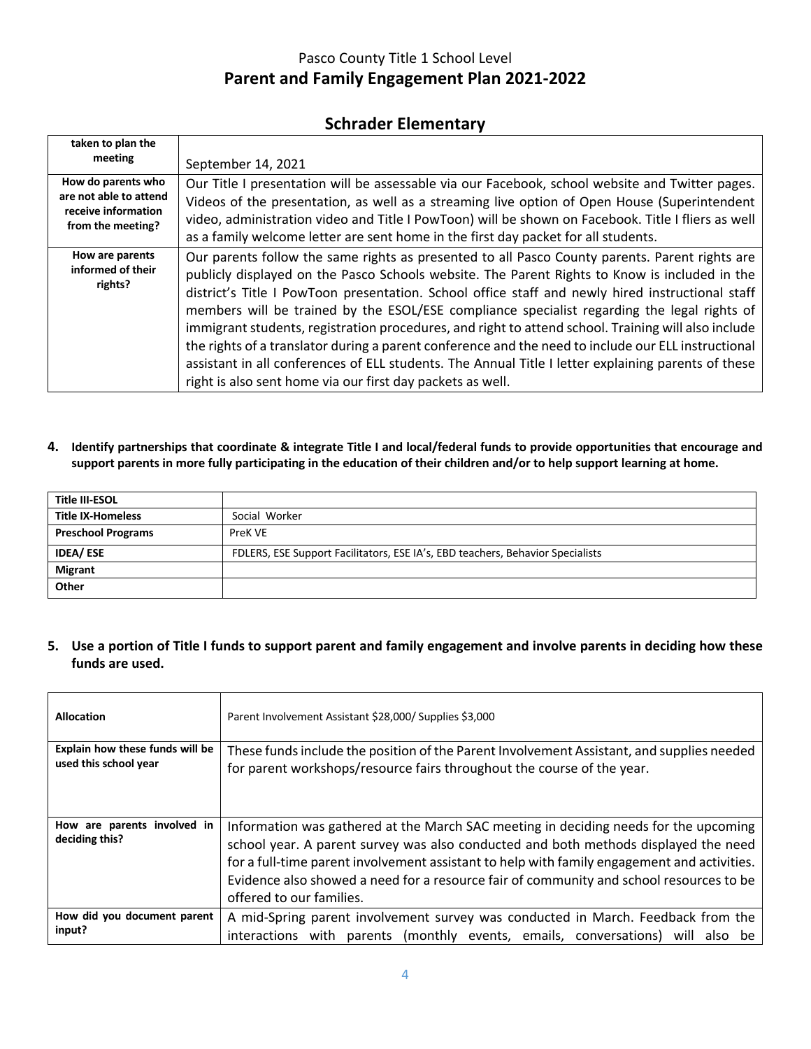# Pasco County Title 1 School Level

## Parent and Family Engagement Plan 2021-2022

## Schrader Elementary

| | |
|---|---|
| **taken to plan the meeting** | September 14, 2021 |
| **How do parents who are not able to attend receive information from the meeting?** | Our Title I presentation will be assessable via our Facebook, school website and Twitter pages. Videos of the presentation, as well as a streaming live option of Open House (Superintendent video, administration video and Title I PowToon) will be shown on Facebook. Title I fliers as well as a family welcome letter are sent home in the first day packet for all students. |
| **How are parents informed of their rights?** | Our parents follow the same rights as presented to all Pasco County parents. Parent rights are publicly displayed on the Pasco Schools website. The Parent Rights to Know is included in the district's Title I PowToon presentation. School office staff and newly hired instructional staff members will be trained by the ESOL/ESE compliance specialist regarding the legal rights of immigrant students, registration procedures, and right to attend school. Training will also include the rights of a translator during a parent conference and the need to include our ELL instructional assistant in all conferences of ELL students. The Annual Title I letter explaining parents of these right is also sent home via our first day packets as well. |

**4. Identify partnerships that coordinate & integrate Title I and local/federal funds to provide opportunities that encourage and support parents in more fully participating in the education of their children and/or to help support learning at home.**

| | |
|---|---|
| **Title III-ESOL** | |
| **Title IX-Homeless** | Social Worker |
| **Preschool Programs** | PreK VE |
| **IDEA/ ESE** | FDLERS, ESE Support Facilitators, ESE IA's, EBD teachers, Behavior Specialists |
| **Migrant** | |
| **Other** | |

**5. Use a portion of Title I funds to support parent and family engagement and involve parents in deciding how these funds are used.**

| | |
|---|---|
| **Allocation** | Parent Involvement Assistant $28,000/ Supplies $3,000 |
| **Explain how these funds will be used this school year** | These funds include the position of the Parent Involvement Assistant, and supplies needed for parent workshops/resource fairs throughout the course of the year. |
| **How are parents involved in deciding this?** | Information was gathered at the March SAC meeting in deciding needs for the upcoming school year. A parent survey was also conducted and both methods displayed the need for a full-time parent involvement assistant to help with family engagement and activities. Evidence also showed a need for a resource fair of community and school resources to be offered to our families. |
| **How did you document parent input?** | A mid-Spring parent involvement survey was conducted in March. Feedback from the interactions with parents (monthly events, emails, conversations) will also be |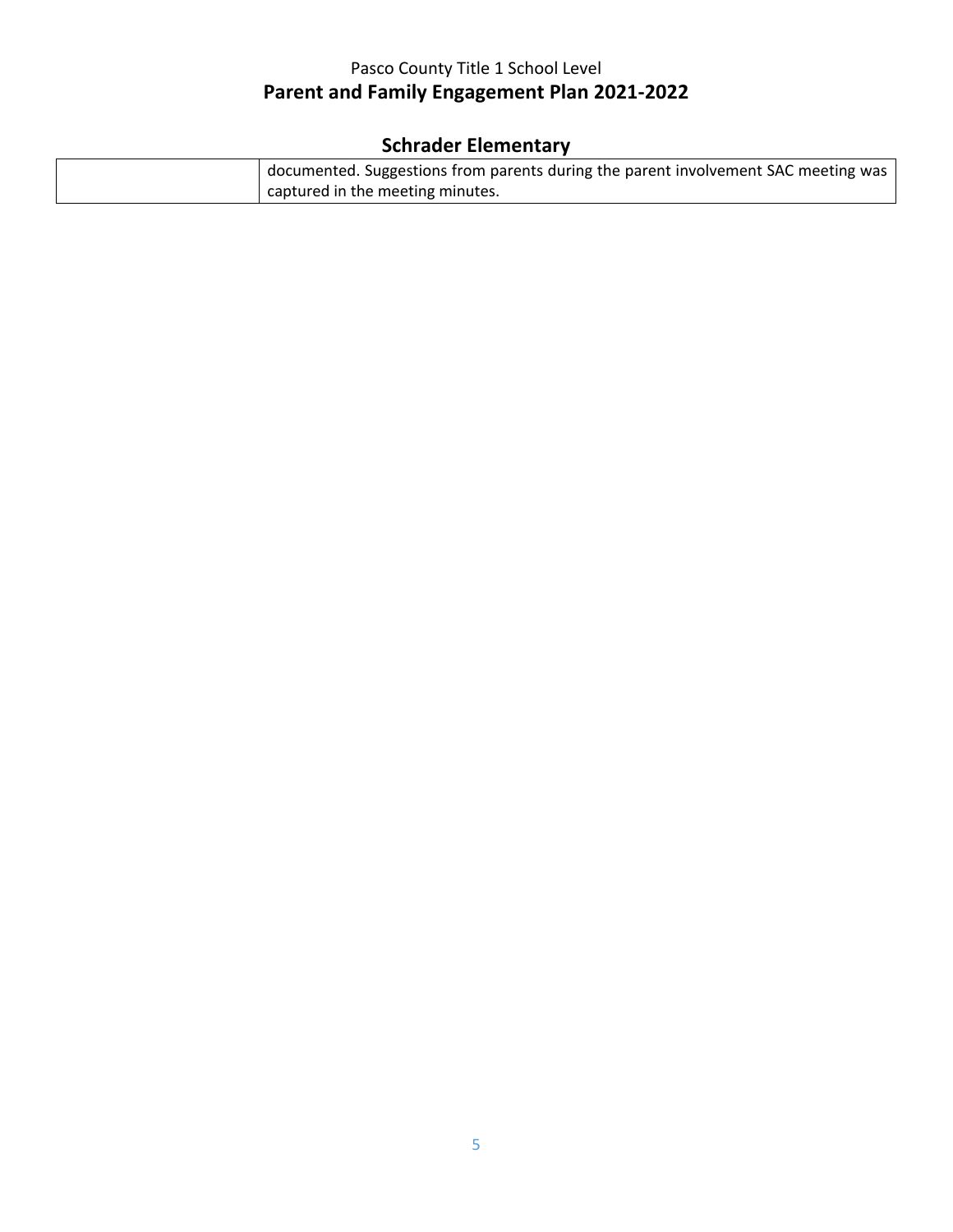| | |
|---|---|
| | documented. Suggestions from parents during the parent involvement SAC meeting was captured in the meeting minutes. |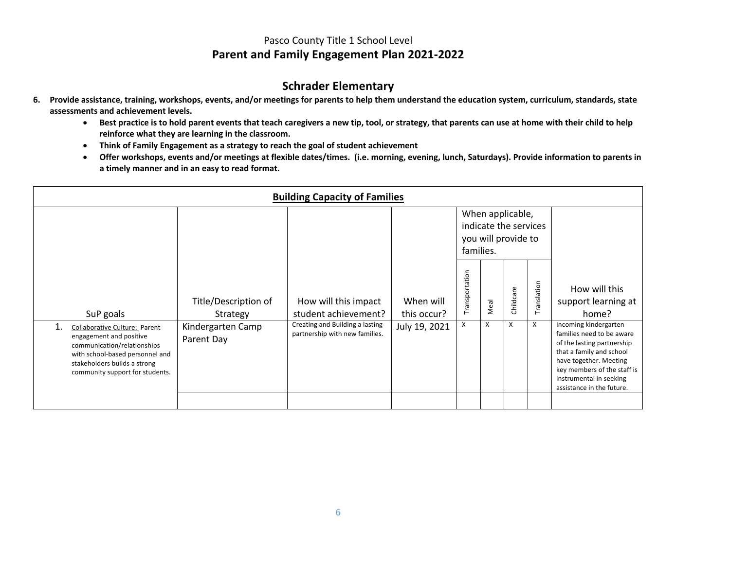Pasco County Title 1 School Level

# Parent and Family Engagement Plan 2021-2022

## Schrader Elementary

**6. Provide assistance, training, workshops, events, and/or meetings for parents to help them understand the education system, curriculum, standards, state assessments and achievement levels.**

- **Best practice is to hold parent events that teach caregivers a new tip, tool, or strategy, that parents can use at home with their child to help reinforce what they are learning in the classroom.**
- **Think of Family Engagement as a strategy to reach the goal of student achievement**
- **Offer workshops, events and/or meetings at flexible dates/times. (i.e. morning, evening, lunch, Saturdays). Provide information to parents in a timely manner and in an easy to read format.**

| **Building Capacity of Families** | | | | | | | | |
|---|---|---|---|---|---|---|---|---|
| | | | | When applicable, indicate the services you will provide to families. | | | | |
| SuP goals | Title/Description of Strategy | How will this impact student achievement? | When will this occur? | Transportation | Meal | Childcare | Translation | How will this support learning at home? |
| 1. Collaborative Culture: Parent engagement and positive communication/relationships with school-based personnel and stakeholders builds a strong community support for students. | Kindergarten Camp Parent Day | Creating and Building a lasting partnership with new families. | July 19, 2021 | X | X | X | X | Incoming kindergarten families need to be aware of the lasting partnership that a family and school have together. Meeting key members of the staff is instrumental in seeking assistance in the future. |
| | | | | | | | | |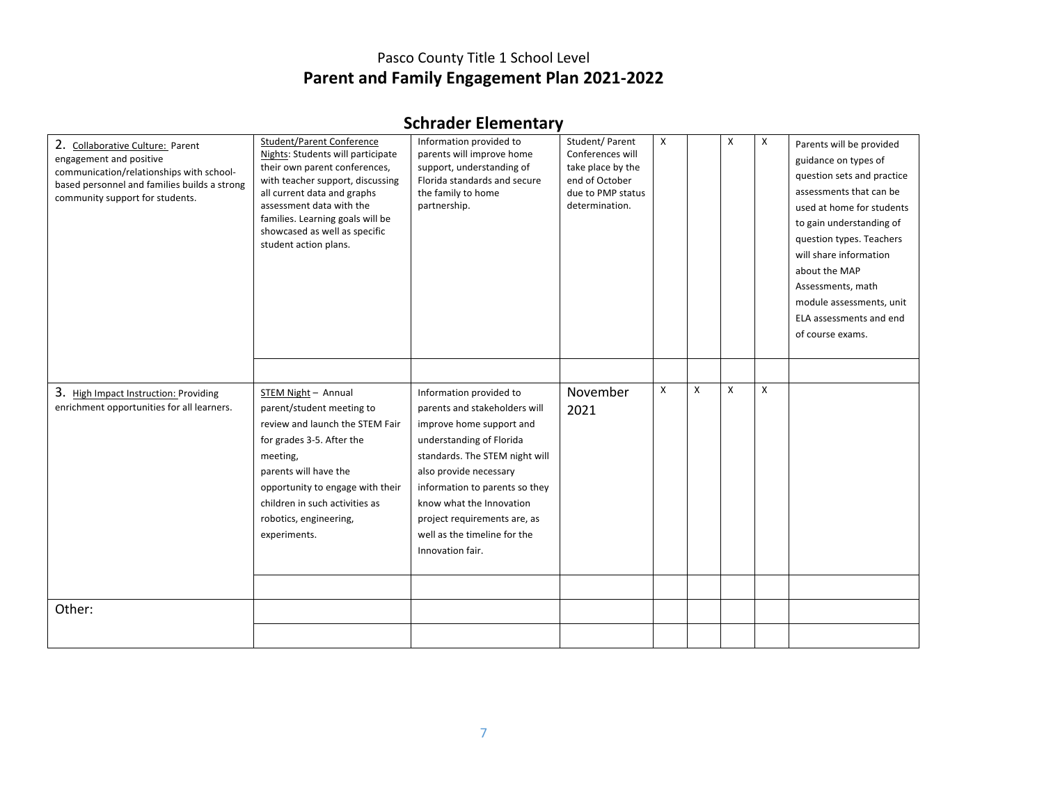Pasco County Title 1 School Level

# Parent and Family Engagement Plan 2021-2022

## Schrader Elementary

| | | | | | | | | |
|---|---|---|---|---|---|---|---|---|
| 2. Collaborative Culture: Parent engagement and positive communication/relationships with school-based personnel and families builds a strong community support for students. | Student/Parent Conference Nights: Students will participate their own parent conferences, with teacher support, discussing all current data and graphs assessment data with the families. Learning goals will be showcased as well as specific student action plans. | Information provided to parents will improve home support, understanding of Florida standards and secure the family to home partnership. | Student/ Parent Conferences will take place by the end of October due to PMP status determination. | X | | X | X | Parents will be provided guidance on types of question sets and practice assessments that can be used at home for students to gain understanding of question types. Teachers will share information about the MAP Assessments, math module assessments, unit ELA assessments and end of course exams. |
| | | | | | | | | |
| 3. High Impact Instruction: Providing enrichment opportunities for all learners. | STEM Night – Annual parent/student meeting to review and launch the STEM Fair for grades 3-5. After the meeting, parents will have the opportunity to engage with their children in such activities as robotics, engineering, experiments. | Information provided to parents and stakeholders will improve home support and understanding of Florida standards. The STEM night will also provide necessary information to parents so they know what the Innovation project requirements are, as well as the timeline for the Innovation fair. | November 2021 | X | X | X | X | |
| | | | | | | | | |
| Other: | | | | | | | | |
| | | | | | | | | |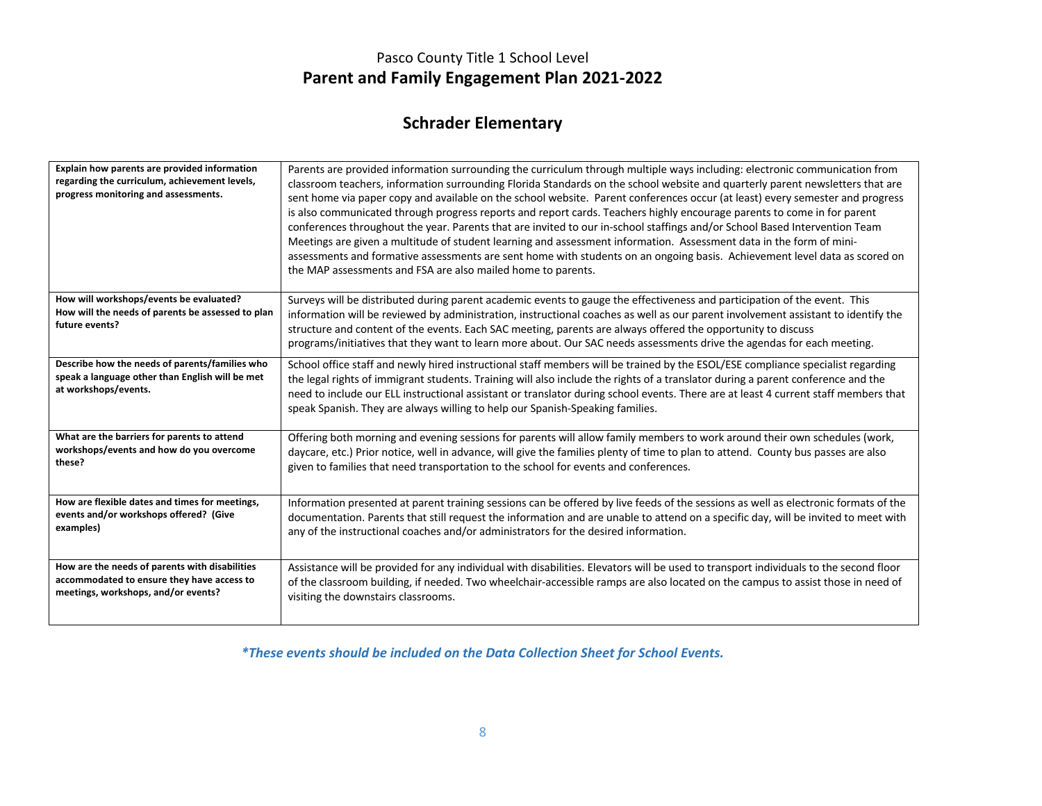Pasco County Title 1 School Level
# Parent and Family Engagement Plan 2021-2022

## Schrader Elementary

| | |
|---|---|
| **Explain how parents are provided information regarding the curriculum, achievement levels, progress monitoring and assessments.** | Parents are provided information surrounding the curriculum through multiple ways including: electronic communication from classroom teachers, information surrounding Florida Standards on the school website and quarterly parent newsletters that are sent home via paper copy and available on the school website. Parent conferences occur (at least) every semester and progress is also communicated through progress reports and report cards. Teachers highly encourage parents to come in for parent conferences throughout the year. Parents that are invited to our in-school staffings and/or School Based Intervention Team Meetings are given a multitude of student learning and assessment information. Assessment data in the form of mini-assessments and formative assessments are sent home with students on an ongoing basis. Achievement level data as scored on the MAP assessments and FSA are also mailed home to parents. |
| **How will workshops/events be evaluated? How will the needs of parents be assessed to plan future events?** | Surveys will be distributed during parent academic events to gauge the effectiveness and participation of the event. This information will be reviewed by administration, instructional coaches as well as our parent involvement assistant to identify the structure and content of the events. Each SAC meeting, parents are always offered the opportunity to discuss programs/initiatives that they want to learn more about. Our SAC needs assessments drive the agendas for each meeting. |
| **Describe how the needs of parents/families who speak a language other than English will be met at workshops/events.** | School office staff and newly hired instructional staff members will be trained by the ESOL/ESE compliance specialist regarding the legal rights of immigrant students. Training will also include the rights of a translator during a parent conference and the need to include our ELL instructional assistant or translator during school events. There are at least 4 current staff members that speak Spanish. They are always willing to help our Spanish-Speaking families. |
| **What are the barriers for parents to attend workshops/events and how do you overcome these?** | Offering both morning and evening sessions for parents will allow family members to work around their own schedules (work, daycare, etc.) Prior notice, well in advance, will give the families plenty of time to plan to attend. County bus passes are also given to families that need transportation to the school for events and conferences. |
| **How are flexible dates and times for meetings, events and/or workshops offered? (Give examples)** | Information presented at parent training sessions can be offered by live feeds of the sessions as well as electronic formats of the documentation. Parents that still request the information and are unable to attend on a specific day, will be invited to meet with any of the instructional coaches and/or administrators for the desired information. |
| **How are the needs of parents with disabilities accommodated to ensure they have access to meetings, workshops, and/or events?** | Assistance will be provided for any individual with disabilities. Elevators will be used to transport individuals to the second floor of the classroom building, if needed. Two wheelchair-accessible ramps are also located on the campus to assist those in need of visiting the downstairs classrooms. |

***These events should be included on the Data Collection Sheet for School Events.***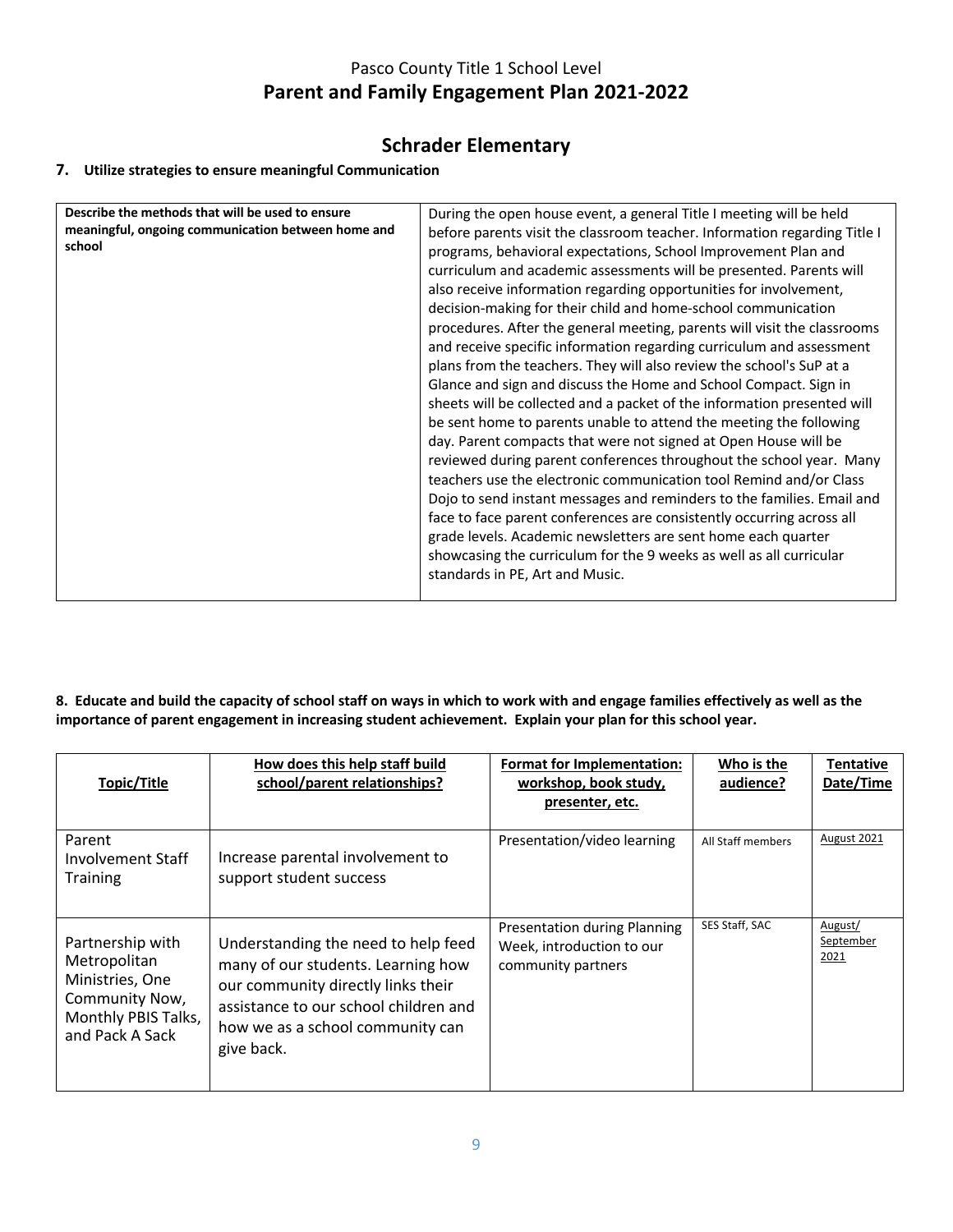Pasco County Title 1 School Level

# Parent and Family Engagement Plan 2021-2022

## Schrader Elementary

### 7. Utilize strategies to ensure meaningful Communication

| Describe the methods that will be used to ensure meaningful, ongoing communication between home and school | During the open house event, a general Title I meeting will be held before parents visit the classroom teacher. Information regarding Title I programs, behavioral expectations, School Improvement Plan and curriculum and academic assessments will be presented. Parents will also receive information regarding opportunities for involvement, decision-making for their child and home-school communication procedures. After the general meeting, parents will visit the classrooms and receive specific information regarding curriculum and assessment plans from the teachers. They will also review the school's SuP at a Glance and sign and discuss the Home and School Compact. Sign in sheets will be collected and a packet of the information presented will be sent home to parents unable to attend the meeting the following day. Parent compacts that were not signed at Open House will be reviewed during parent conferences throughout the school year. Many teachers use the electronic communication tool Remind and/or Class Dojo to send instant messages and reminders to the families. Email and face to face parent conferences are consistently occurring across all grade levels. Academic newsletters are sent home each quarter showcasing the curriculum for the 9 weeks as well as all curricular standards in PE, Art and Music. |
|---|---|

### 8. Educate and build the capacity of school staff on ways in which to work with and engage families effectively as well as the importance of parent engagement in increasing student achievement. Explain your plan for this school year.

| Topic/Title | How does this help staff build school/parent relationships? | Format for Implementation: workshop, book study, presenter, etc. | Who is the audience? | Tentative Date/Time |
|---|---|---|---|---|
| Parent Involvement Staff Training | Increase parental involvement to support student success | Presentation/video learning | All Staff members | August 2021 |
| Partnership with Metropolitan Ministries, One Community Now, Monthly PBIS Talks, and Pack A Sack | Understanding the need to help feed many of our students. Learning how our community directly links their assistance to our school children and how we as a school community can give back. | Presentation during Planning Week, introduction to our community partners | SES Staff, SAC | August/ September 2021 |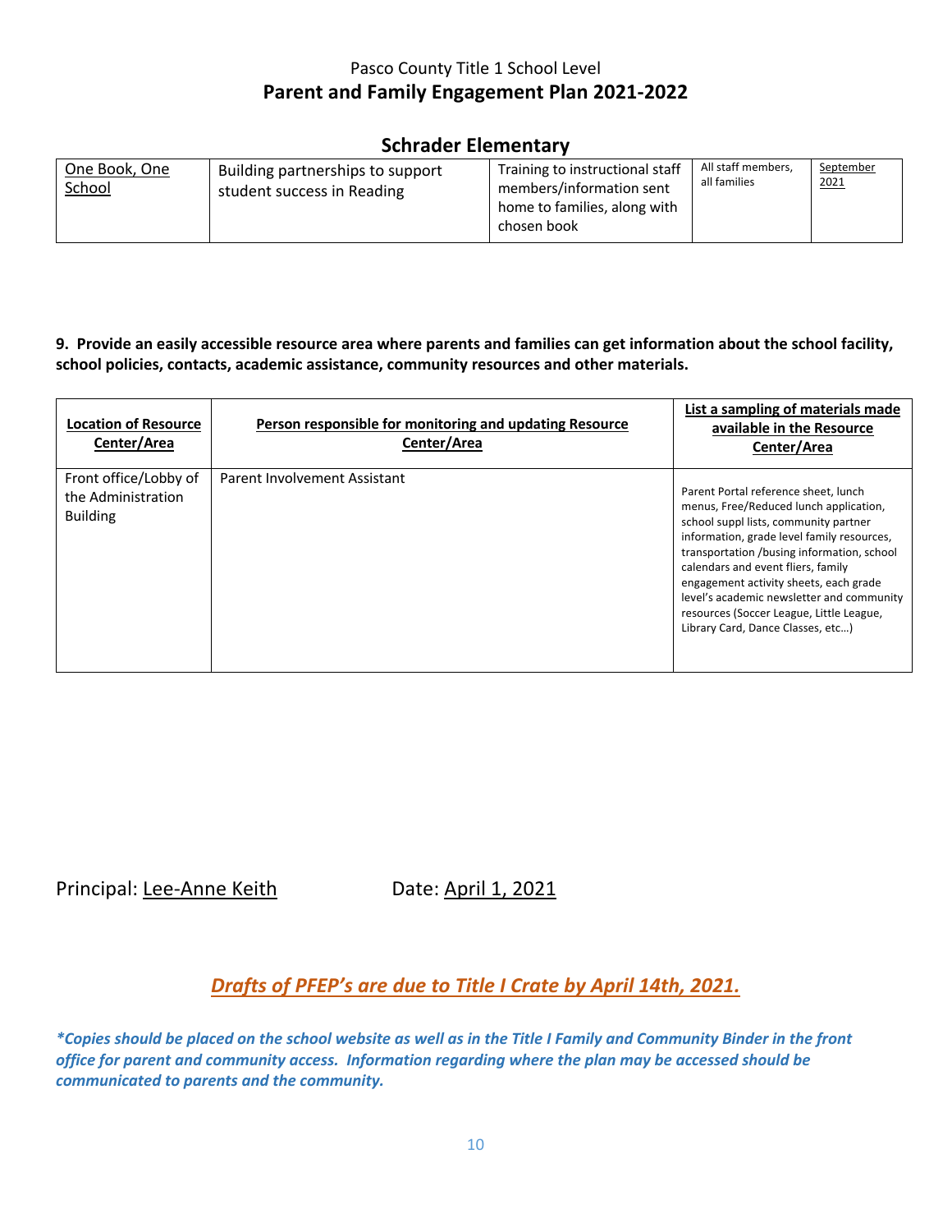Pasco County Title 1 School Level

**Parent and Family Engagement Plan 2021-2022**

## Schrader Elementary

| One Book, One School | Building partnerships to support student success in Reading | Training to instructional staff members/information sent home to families, along with chosen book | All staff members, all families | September 2021 |
|---|---|---|---|---|

**9. Provide an easily accessible resource area where parents and families can get information about the school facility, school policies, contacts, academic assistance, community resources and other materials.**

| Location of Resource Center/Area | Person responsible for monitoring and updating Resource Center/Area | List a sampling of materials made available in the Resource Center/Area |
|---|---|---|
| Front office/Lobby of the Administration Building | Parent Involvement Assistant | Parent Portal reference sheet, lunch menus, Free/Reduced lunch application, school suppl lists, community partner information, grade level family resources, transportation /busing information, school calendars and event fliers, family engagement activity sheets, each grade level's academic newsletter and community resources (Soccer League, Little League, Library Card, Dance Classes, etc…) |

Principal: Lee-Anne Keith Date: April 1, 2021

***Drafts of PFEP's are due to Title I Crate by April 14th, 2021.***

****Copies should be placed on the school website as well as in the Title I Family and Community Binder in the front office for parent and community access. Information regarding where the plan may be accessed should be communicated to parents and the community.***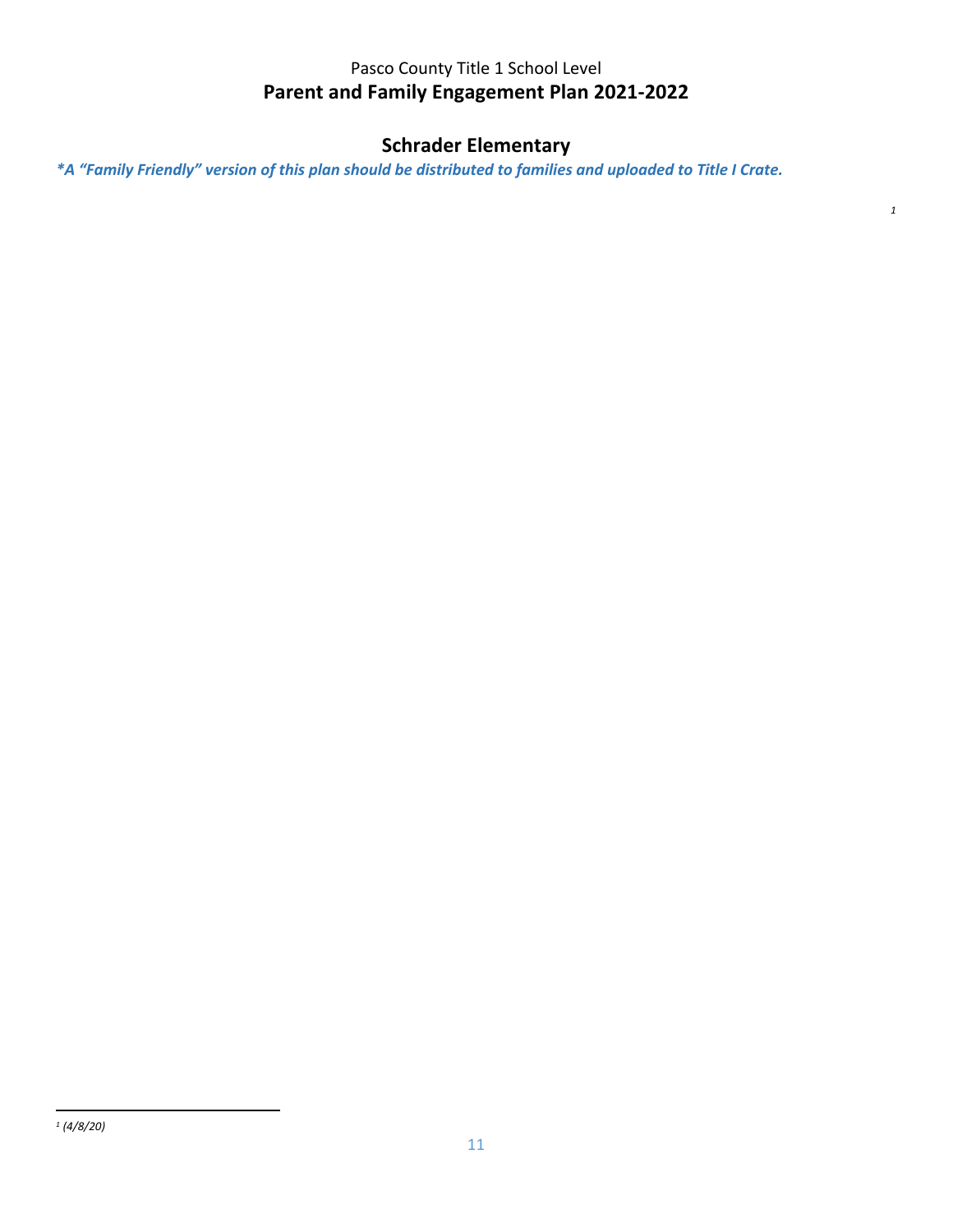Pasco County Title 1 School Level

# Parent and Family Engagement Plan 2021-2022

## Schrader Elementary

***A "Family Friendly" version of this plan should be distributed to families and uploaded to Title I Crate.***

[1]

---

[1] *(4/8/20)*